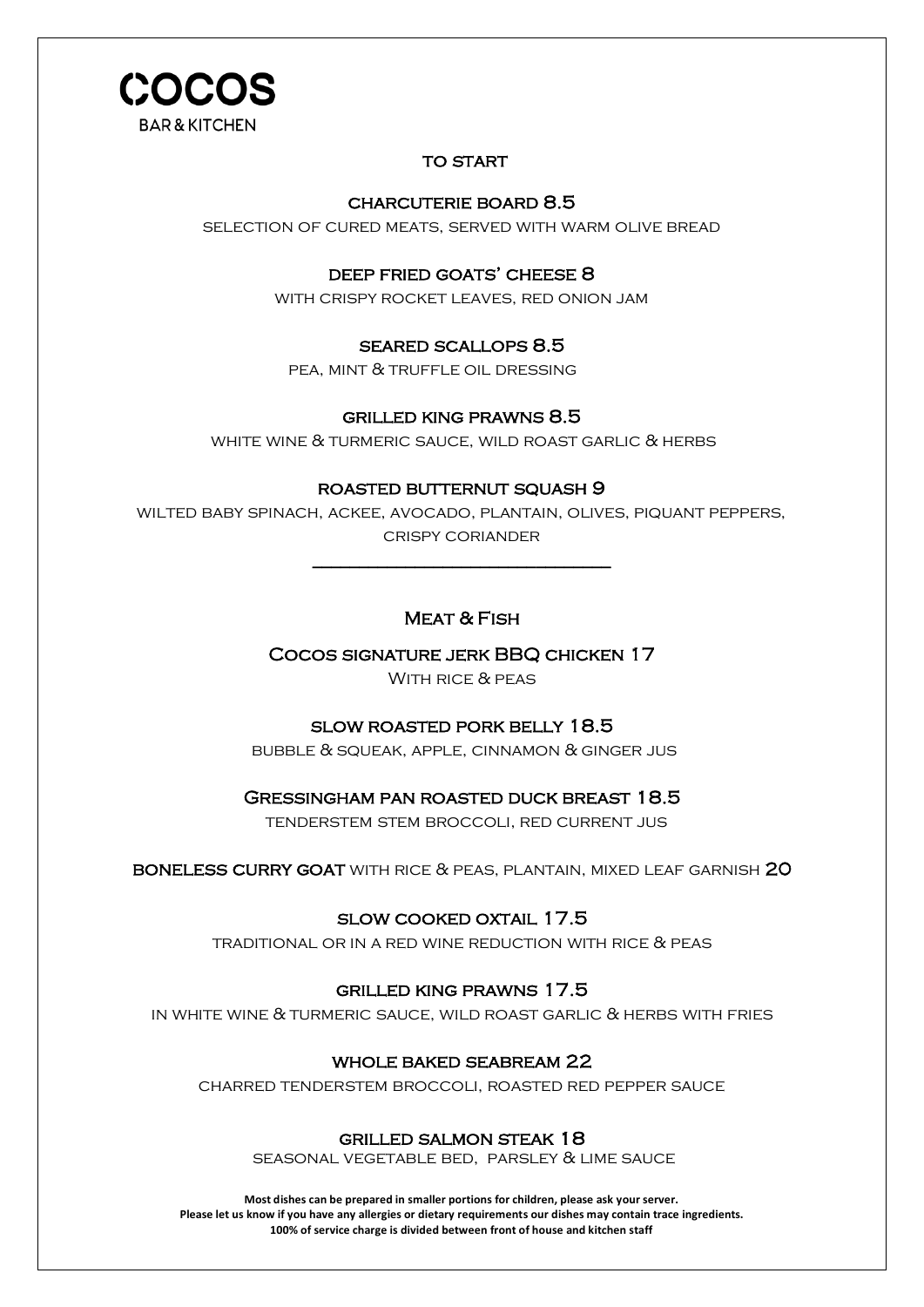# COCOS

BAR & KITCHEN

## TO START

### CHARCUTERIE BOARD 8.5

SELECTION OF CURED MEATS, SERVED WITH WARM OLIVE BREAD

### DEEP FRIED GOATS' CHEESE 8

WITH CRISPY ROCKET LEAVES, RED ONION JAM

### SEARED SCALLOPS 8.5

PEA, MINT & TRUFFLE OIL DRESSING

### GRILLED KING PRAWNS 8.5

WHITE WINE & TURMERIC SAUCE, WILD ROAST GARLIC & HERBS

### ROASTED BUTTERNUT SQUASH 9

WILTED BABY SPINACH, ACKEE, AVOCADO, PLANTAIN, OLIVES, PIQUANT PEPPERS, CRISPY CORIANDER

---

## MEAT & FISH

### COCOS SIGNATURE JERK BBQ CHICKEN 17

WITH RICE & PEAS

### SLOW ROASTED PORK BELLY 18.5

BUBBLE & SQUEAK, APPLE, CINNAMON & GINGER JUS

### GRESSINGHAM PAN ROASTED DUCK BREAST 18.5

TENDERSTEM STEM BROCCOLI, RED CURRENT JUS

**BONELESS CURRY GOAT** WITH RICE & PEAS, PLANTAIN, MIXED LEAF GARNISH **20**

### SLOW COOKED OXTAIL 17.5

TRADITIONAL OR IN A RED WINE REDUCTION WITH RICE & PEAS

### GRILLED KING PRAWNS 17.5

IN WHITE WINE & TURMERIC SAUCE, WILD ROAST GARLIC & HERBS WITH FRIES

### WHOLE BAKED SEABREAM 22

CHARRED TENDERSTEM BROCCOLI, ROASTED RED PEPPER SAUCE

### GRILLED SALMON STEAK 18

SEASONAL VEGETABLE BED, PARSLEY & LIME SAUCE

**Most dishes can be prepared in smaller portions for children, please ask your server.**
**Please let us know if you have any allergies or dietary requirements our dishes may contain trace ingredients.**
**100% of service charge is divided between front of house and kitchen staff**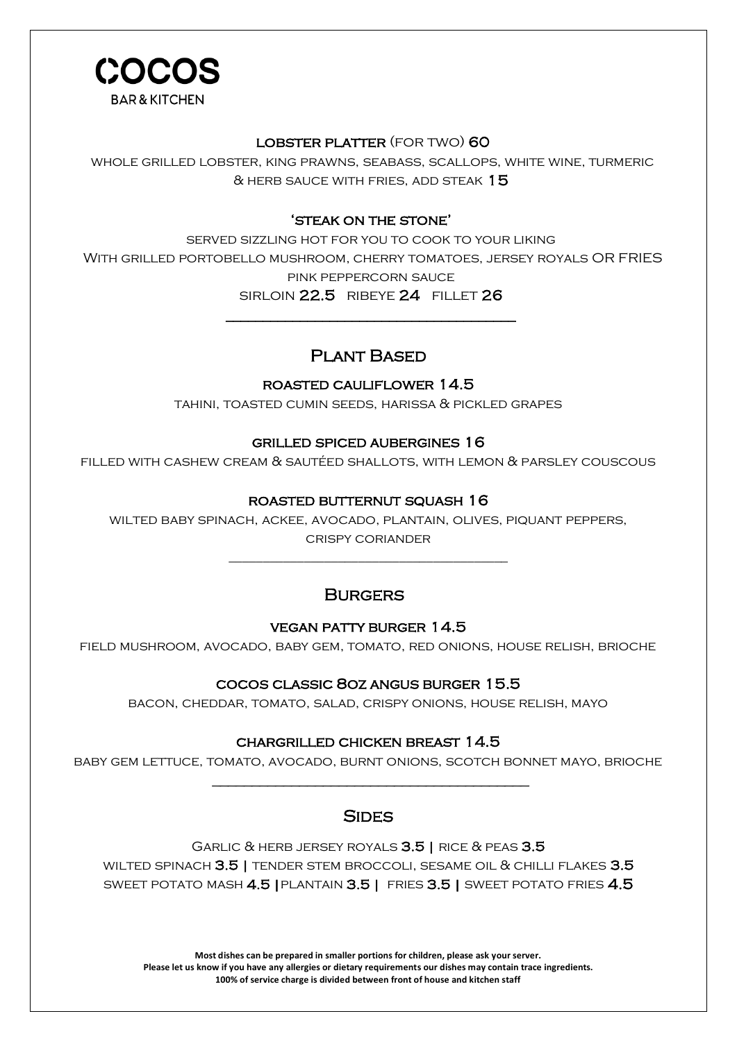# COCOS
BAR & KITCHEN

**LOBSTER PLATTER** (FOR TWO) **60**

whole grilled lobster, king prawns, seabass, scallops, white wine, turmeric & herb sauce with fries, add steak **15**

**'STEAK ON THE STONE'**

served sizzling hot for you to cook to your liking
With grilled portobello mushroom, cherry tomatoes, jersey royals OR FRIES
pink peppercorn sauce
sirloin **22.5** ribeye **24** fillet **26**

---

## Plant Based

**ROASTED CAULIFLOWER 14.5**

tahini, toasted cumin seeds, harissa & pickled grapes

**GRILLED SPICED AUBERGINES 16**

filled with cashew cream & sautéed shallots, with lemon & parsley couscous

**ROASTED BUTTERNUT SQUASH 16**

wilted baby spinach, ackee, avocado, plantain, olives, piquant peppers, crispy coriander

---

## Burgers

**VEGAN PATTY BURGER 14.5**

field mushroom, avocado, baby gem, tomato, red onions, house relish, brioche

**COCOS CLASSIC 8OZ ANGUS BURGER 15.5**

bacon, cheddar, tomato, salad, crispy onions, house relish, mayo

**CHARGRILLED CHICKEN BREAST 14.5**

baby gem lettuce, tomato, avocado, burnt onions, scotch bonnet mayo, brioche

---

## Sides

Garlic & herb jersey royals **3.5** | rice & peas **3.5**
wilted spinach **3.5** | tender stem broccoli, sesame oil & chilli flakes **3.5**
sweet potato mash **4.5** | plantain **3.5** | fries **3.5** | sweet potato fries **4.5**

**Most dishes can be prepared in smaller portions for children, please ask your server.**
**Please let us know if you have any allergies or dietary requirements our dishes may contain trace ingredients.**
**100% of service charge is divided between front of house and kitchen staff**